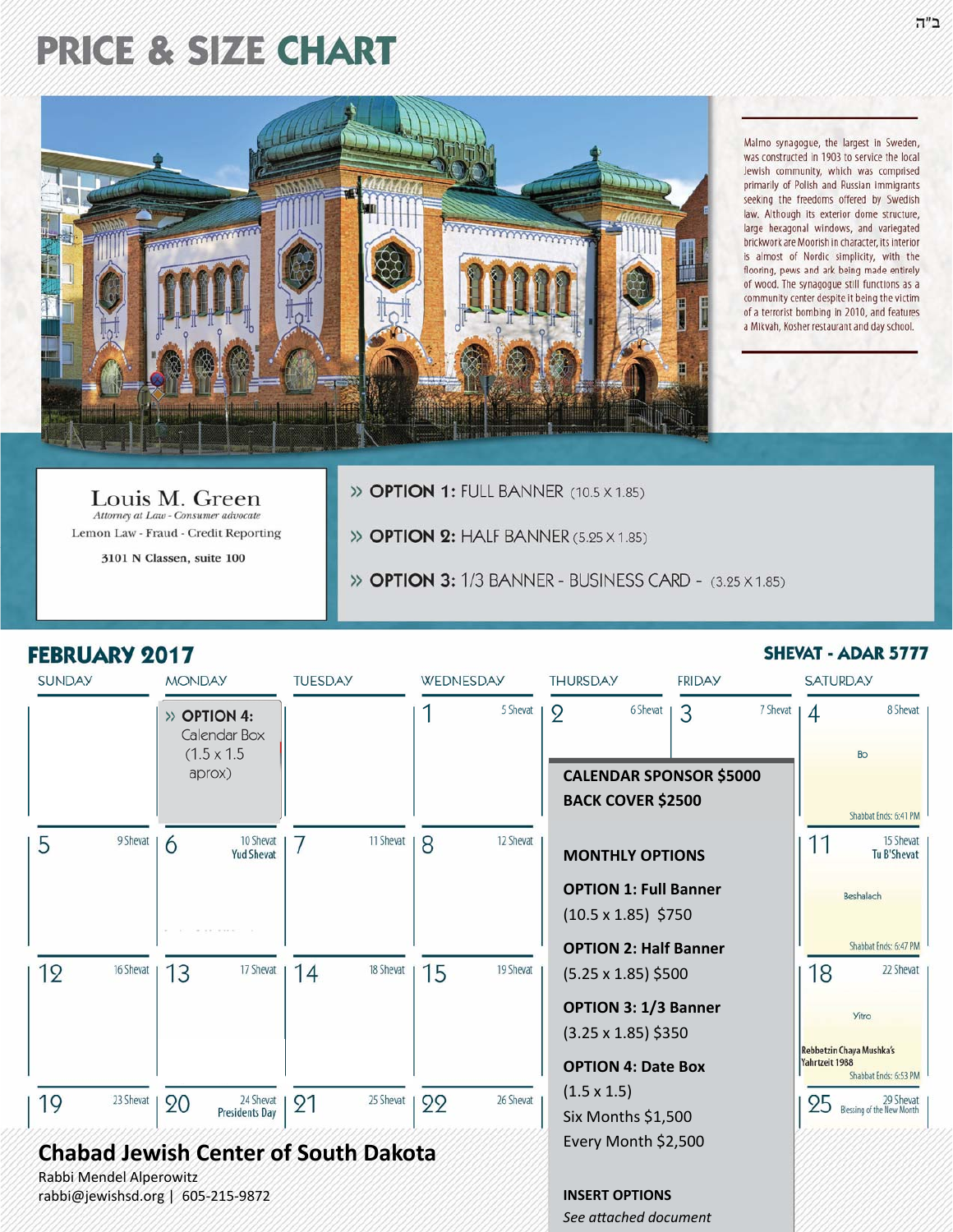ב"ה

# PRICE & SIZE CHART

Malmo synagogue, the largest in Sweden, was constructed in 1903 to service the local Jewish community, which was comprised primarily of Polish and Russian immigrants seeking the freedoms offered by Swedish law. Although its exterior dome structure, large hexagonal windows, and variegated brickwork are Moorish in character, its interior is almost of Nordic simplicity, with the flooring, pews and ark being made entirely of wood. The synagogue still functions as a community center despite it being the victim of a terrorist bombing in 2010, and features a Mikvah, Kosher restaurant and day school.

Louis M. Green
*Attorney at Law - Consumer advocate*
Lemon Law - Fraud - Credit Reporting
3101 N Classen, suite 100

» **OPTION 1:** FULL BANNER (10.5 X 1.85)

» **OPTION 2:** HALF BANNER (5.25 X 1.85)

» **OPTION 3:** 1/3 BANNER - BUSINESS CARD - (3.25 X 1.85)

## FEBRUARY 2017

## SHEVAT - ADAR 5777

| SUNDAY | MONDAY | TUESDAY | WEDNESDAY | THURSDAY | FRIDAY | SATURDAY |
|---|---|---|---|---|---|---|
| | » **OPTION 4:** Calendar Box (1.5 x 1.5 aprox) | | 1 — 5 Shevat | 2 — 6 Shevat | 3 — 7 Shevat | 4 — 8 Shevat; Bo; Shabbat Ends: 6:41 PM |
| 5 — 9 Shevat | 6 — 10 Shevat; Yud Shevat | 7 — 11 Shevat | 8 — 12 Shevat | | | 11 — 15 Shevat; Tu B'Shevat; Beshalach; Shabbat Ends: 6:47 PM |
| 12 — 16 Shevat | 13 — 17 Shevat | 14 — 18 Shevat | 15 — 19 Shevat | | | 18 — 22 Shevat; Yitro; Rebbetzin Chaya Mushka's Yahrtzeit 1988; Shabbat Ends: 6:53 PM |
| 19 — 23 Shevat | 20 — 24 Shevat; Presidents Day | 21 — 25 Shevat | 22 — 26 Shevat | | | 25 — 29 Shevat; Blessing of the New Month |

**CALENDAR SPONSOR $5000**

**BACK COVER $2500**

**MONTHLY OPTIONS**

**OPTION 1: Full Banner**
(10.5 x 1.85) $750

**OPTION 2: Half Banner**
(5.25 x 1.85) $500

**OPTION 3: 1/3 Banner**
(3.25 x 1.85) $350

**OPTION 4: Date Box**
(1.5 x 1.5)
Six Months $1,500
Every Month $2,500

**INSERT OPTIONS**
*See attached document*

**Chabad Jewish Center of South Dakota**
Rabbi Mendel Alperowitz
rabbi@jewishsd.org | 605-215-9872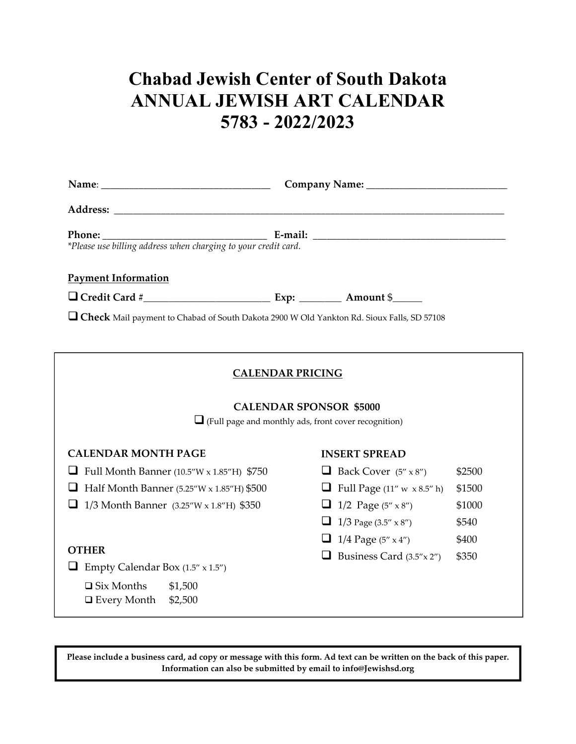# Chabad Jewish Center of South Dakota
# ANNUAL JEWISH ART CALENDAR
# 5783 - 2022/2023

**Name**: ________________________________ **Company Name:** ___________________________

**Address:** ________________________________________________________________________________

**Phone:** ________________________________ **E-mail:** ______________________________________

*\*Please use billing address when charging to your credit card.*

**Payment Information**

❑ **Credit Card** #________________________ **Exp:** ________ **Amount** $______

❑ **Check** Mail payment to Chabad of South Dakota 2900 W Old Yankton Rd. Sioux Falls, SD 57108

**CALENDAR PRICING**

**CALENDAR SPONSOR $5000**

❑ (Full page and monthly ads, front cover recognition)

**CALENDAR MONTH PAGE**

- ❑ Full Month Banner (10.5"W x 1.85"H) $750
- ❑ Half Month Banner (5.25"W x 1.85"H) $500
- ❑ 1/3 Month Banner (3.25"W x 1.8"H) $350

**OTHER**

- ❑ Empty Calendar Box (1.5" x 1.5")
  - ❑ Six Months $1,500
  - ❑ Every Month $2,500

**INSERT SPREAD**

- ❑ Back Cover (5" x 8") $2500
- ❑ Full Page (11" w x 8.5" h) $1500
- ❑ 1/2 Page (5" x 8") $1000
- ❑ 1/3 Page (3.5" x 8") $540
- ❑ 1/4 Page (5" x 4") $400
- ❑ Business Card (3.5"x 2") $350

**Please include a business card, ad copy or message with this form. Ad text can be written on the back of this paper. Information can also be submitted by email to info@Jewishsd.org**